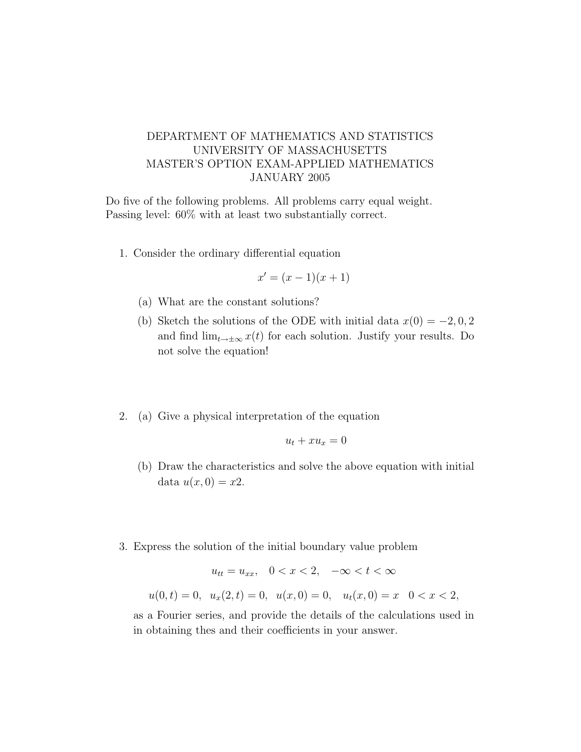# DEPARTMENT OF MATHEMATICS AND STATISTICS
# UNIVERSITY OF MASSACHUSETTS
# MASTER'S OPTION EXAM-APPLIED MATHEMATICS
# JANUARY 2005

Do five of the following problems. All problems carry equal weight.
Passing level: 60% with at least two substantially correct.

1. Consider the ordinary differential equation

$$x' = (x - 1)(x + 1)$$

   (a) What are the constant solutions?

   (b) Sketch the solutions of the ODE with initial data $x(0) = -2, 0, 2$ and find $\lim_{t \to \pm\infty} x(t)$ for each solution. Justify your results. Do not solve the equation!

2. (a) Give a physical interpretation of the equation

$$u_t + xu_x = 0$$

   (b) Draw the characteristics and solve the above equation with initial data $u(x, 0) = x2$.

3. Express the solution of the initial boundary value problem

$$u_{tt} = u_{xx}, \quad 0 < x < 2, \quad -\infty < t < \infty$$

$$u(0, t) = 0, \;\; u_x(2, t) = 0, \;\; u(x, 0) = 0, \quad u_t(x, 0) = x \quad 0 < x < 2,$$

as a Fourier series, and provide the details of the calculations used in in obtaining thes and their coefficients in your answer.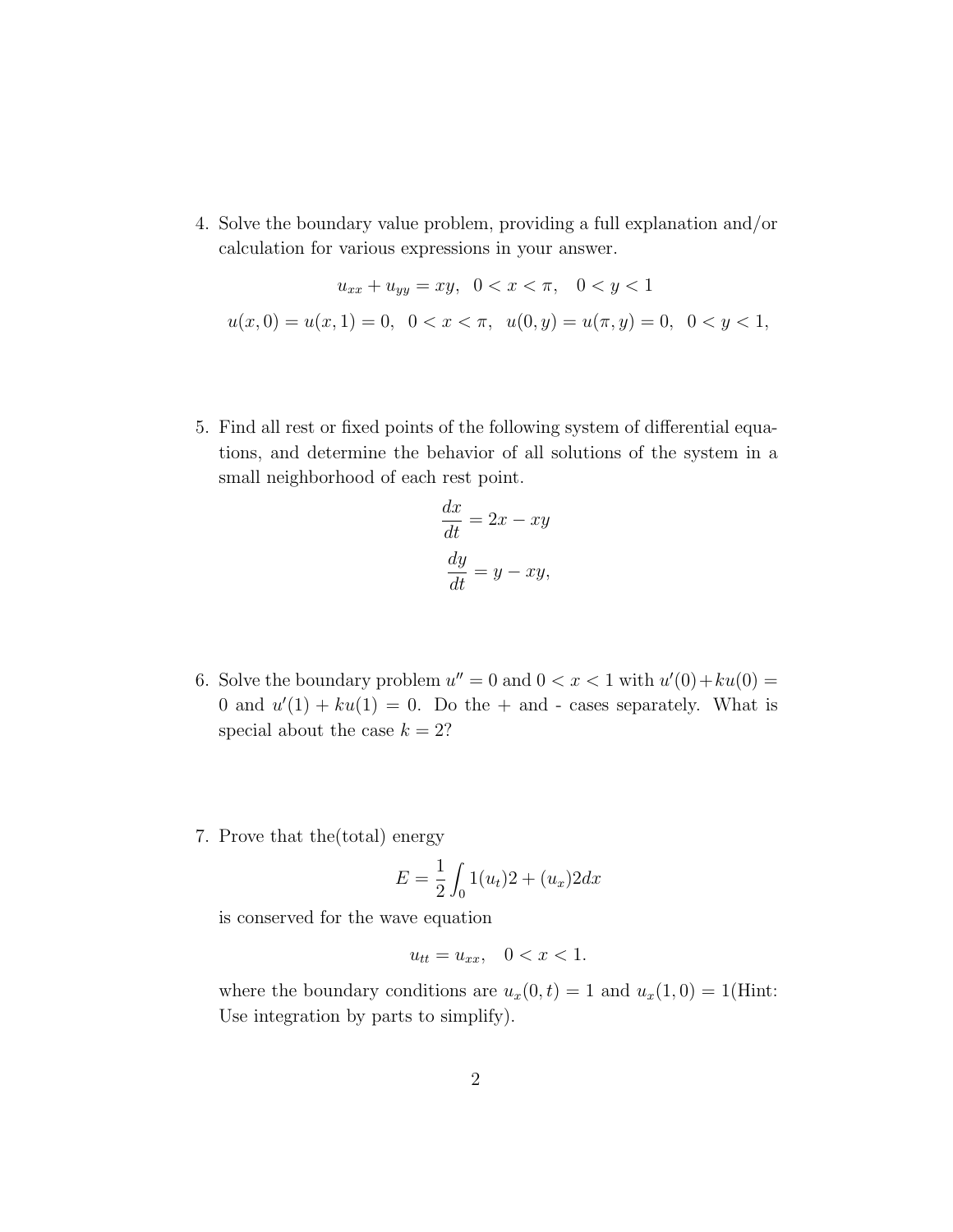4. Solve the boundary value problem, providing a full explanation and/or calculation for various expressions in your answer.

$$u_{xx} + u_{yy} = xy, \quad 0 < x < \pi, \quad 0 < y < 1$$

$$u(x,0) = u(x,1) = 0, \quad 0 < x < \pi, \quad u(0,y) = u(\pi,y) = 0, \quad 0 < y < 1,$$

5. Find all rest or fixed points of the following system of differential equations, and determine the behavior of all solutions of the system in a small neighborhood of each rest point.

$$\frac{dx}{dt} = 2x - xy$$

$$\frac{dy}{dt} = y - xy,$$

6. Solve the boundary problem $u'' = 0$ and $0 < x < 1$ with $u'(0) + ku(0) = 0$ and $u'(1) + ku(1) = 0$. Do the + and - cases separately. What is special about the case $k = 2$?

7. Prove that the(total) energy

$$E = \frac{1}{2}\int_0 1(u_t)2 + (u_x)2dx$$

is conserved for the wave equation

$$u_{tt} = u_{xx}, \quad 0 < x < 1.$$

where the boundary conditions are $u_x(0,t) = 1$ and $u_x(1,0) = 1$(Hint: Use integration by parts to simplify).